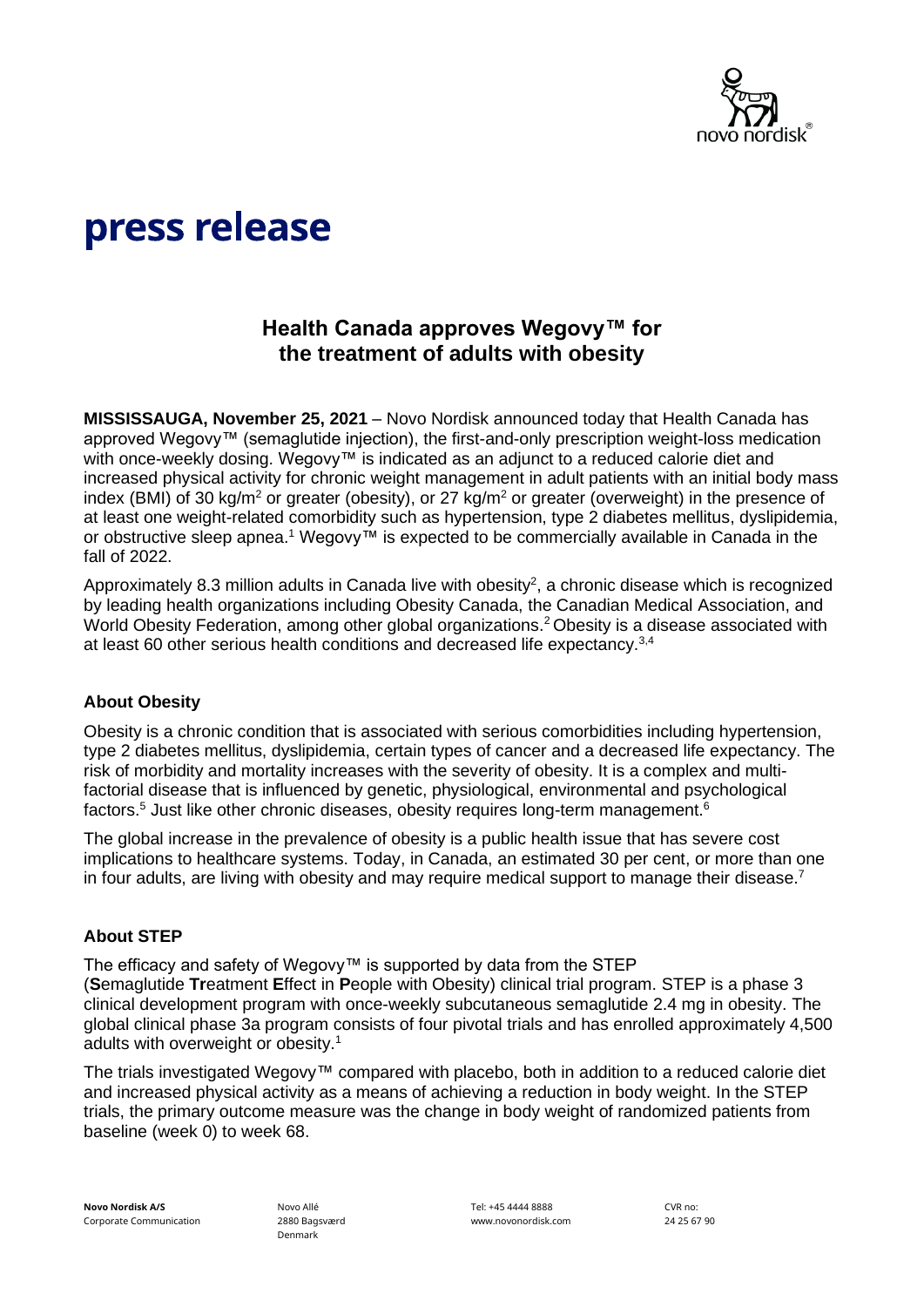# press release

## Health Canada approves Wegovy™ for the treatment of adults with obesity

**MISSISSAUGA, November 25, 2021** – Novo Nordisk announced today that Health Canada has approved Wegovy™ (semaglutide injection), the first-and-only prescription weight-loss medication with once-weekly dosing. Wegovy™ is indicated as an adjunct to a reduced calorie diet and increased physical activity for chronic weight management in adult patients with an initial body mass index (BMI) of 30 kg/m$^2$ or greater (obesity), or 27 kg/m$^2$ or greater (overweight) in the presence of at least one weight-related comorbidity such as hypertension, type 2 diabetes mellitus, dyslipidemia, or obstructive sleep apnea.[1] Wegovy™ is expected to be commercially available in Canada in the fall of 2022.

Approximately 8.3 million adults in Canada live with obesity[2], a chronic disease which is recognized by leading health organizations including Obesity Canada, the Canadian Medical Association, and World Obesity Federation, among other global organizations.[2] Obesity is a disease associated with at least 60 other serious health conditions and decreased life expectancy.[3,4]

### About Obesity

Obesity is a chronic condition that is associated with serious comorbidities including hypertension, type 2 diabetes mellitus, dyslipidemia, certain types of cancer and a decreased life expectancy. The risk of morbidity and mortality increases with the severity of obesity. It is a complex and multi-factorial disease that is influenced by genetic, physiological, environmental and psychological factors.[5] Just like other chronic diseases, obesity requires long-term management.[6]

The global increase in the prevalence of obesity is a public health issue that has severe cost implications to healthcare systems. Today, in Canada, an estimated 30 per cent, or more than one in four adults, are living with obesity and may require medical support to manage their disease.[7]

### About STEP

The efficacy and safety of Wegovy™ is supported by data from the STEP (**S**emaglutide **Tr**eatment **E**ffect in **P**eople with Obesity) clinical trial program. STEP is a phase 3 clinical development program with once-weekly subcutaneous semaglutide 2.4 mg in obesity. The global clinical phase 3a program consists of four pivotal trials and has enrolled approximately 4,500 adults with overweight or obesity.[1]

The trials investigated Wegovy™ compared with placebo, both in addition to a reduced calorie diet and increased physical activity as a means of achieving a reduction in body weight. In the STEP trials, the primary outcome measure was the change in body weight of randomized patients from baseline (week 0) to week 68.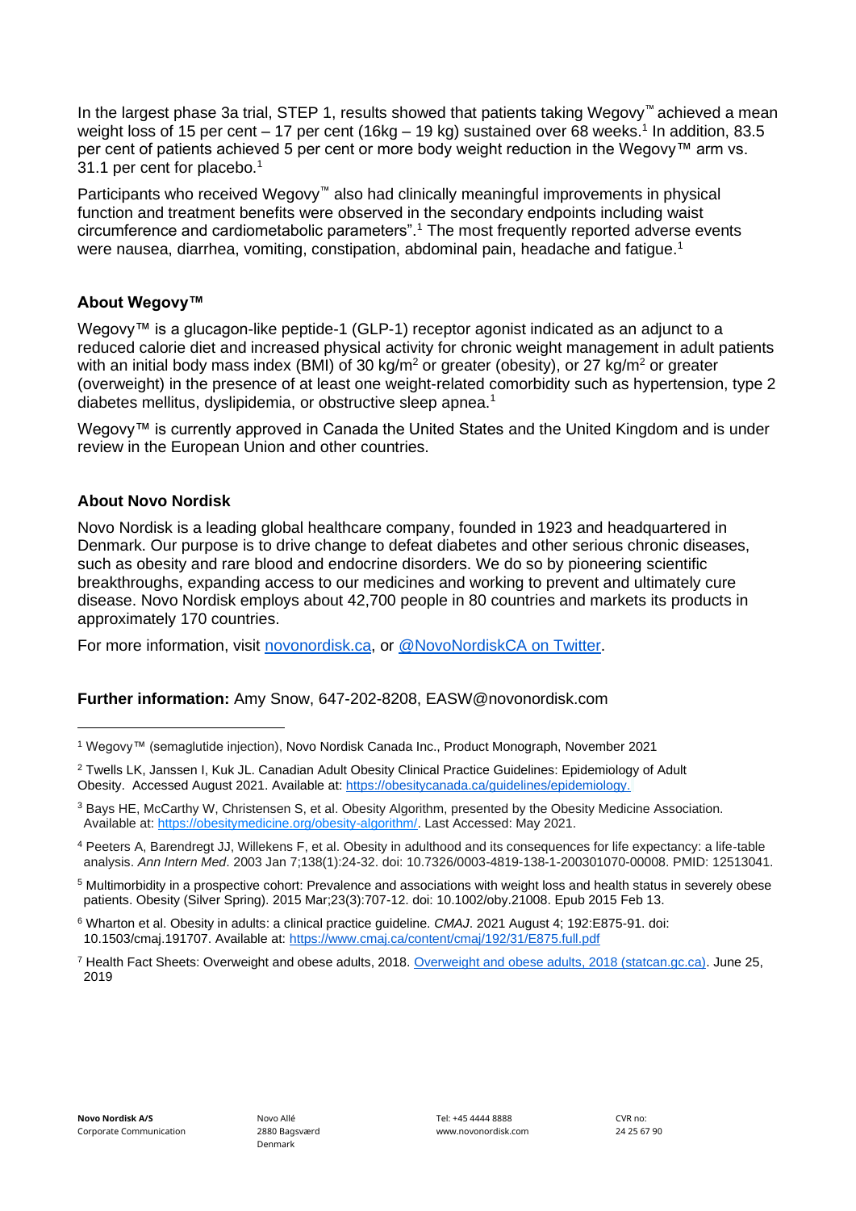In the largest phase 3a trial, STEP 1, results showed that patients taking Wegovy™ achieved a mean weight loss of 15 per cent – 17 per cent (16kg – 19 kg) sustained over 68 weeks.[1] In addition, 83.5 per cent of patients achieved 5 per cent or more body weight reduction in the Wegovy™ arm vs. 31.1 per cent for placebo.[1]

Participants who received Wegovy™ also had clinically meaningful improvements in physical function and treatment benefits were observed in the secondary endpoints including waist circumference and cardiometabolic parameters".[1] The most frequently reported adverse events were nausea, diarrhea, vomiting, constipation, abdominal pain, headache and fatigue.[1]

**About Wegovy™**

Wegovy™ is a glucagon-like peptide-1 (GLP-1) receptor agonist indicated as an adjunct to a reduced calorie diet and increased physical activity for chronic weight management in adult patients with an initial body mass index (BMI) of 30 kg/m$^2$ or greater (obesity), or 27 kg/m$^2$ or greater (overweight) in the presence of at least one weight-related comorbidity such as hypertension, type 2 diabetes mellitus, dyslipidemia, or obstructive sleep apnea.[1]

Wegovy™ is currently approved in Canada the United States and the United Kingdom and is under review in the European Union and other countries.

**About Novo Nordisk**

Novo Nordisk is a leading global healthcare company, founded in 1923 and headquartered in Denmark. Our purpose is to drive change to defeat diabetes and other serious chronic diseases, such as obesity and rare blood and endocrine disorders. We do so by pioneering scientific breakthroughs, expanding access to our medicines and working to prevent and ultimately cure disease. Novo Nordisk employs about 42,700 people in 80 countries and markets its products in approximately 170 countries.

For more information, visit [novonordisk.ca](novonordisk.ca), or [@NovoNordiskCA on Twitter](@NovoNordiskCA on Twitter).

**Further information:** Amy Snow, 647-202-8208, EASW@novonordisk.com

---

[1] Wegovy™ (semaglutide injection), Novo Nordisk Canada Inc., Product Monograph, November 2021

[2] Twells LK, Janssen I, Kuk JL. Canadian Adult Obesity Clinical Practice Guidelines: Epidemiology of Adult Obesity. Accessed August 2021. Available at: https://obesitycanada.ca/guidelines/epidemiology.

[3] Bays HE, McCarthy W, Christensen S, et al. Obesity Algorithm, presented by the Obesity Medicine Association. Available at: https://obesitymedicine.org/obesity-algorithm/. Last Accessed: May 2021.

[4] Peeters A, Barendregt JJ, Willekens F, et al. Obesity in adulthood and its consequences for life expectancy: a life-table analysis. *Ann Intern Med*. 2003 Jan 7;138(1):24-32. doi: 10.7326/0003-4819-138-1-200301070-00008. PMID: 12513041.

[5] Multimorbidity in a prospective cohort: Prevalence and associations with weight loss and health status in severely obese patients. Obesity (Silver Spring). 2015 Mar;23(3):707-12. doi: 10.1002/oby.21008. Epub 2015 Feb 13.

[6] Wharton et al. Obesity in adults: a clinical practice guideline. *CMAJ*. 2021 August 4; 192:E875-91. doi: 10.1503/cmaj.191707. Available at: https://www.cmaj.ca/content/cmaj/192/31/E875.full.pdf

[7] Health Fact Sheets: Overweight and obese adults, 2018. [Overweight and obese adults, 2018 (statcan.gc.ca)](Overweight and obese adults, 2018 (statcan.gc.ca)). June 25, 2019

**Novo Nordisk A/S**
Corporate Communication

Novo Allé
2880 Bagsværd
Denmark

Tel: +45 4444 8888
www.novonordisk.com

CVR no:
24 25 67 90